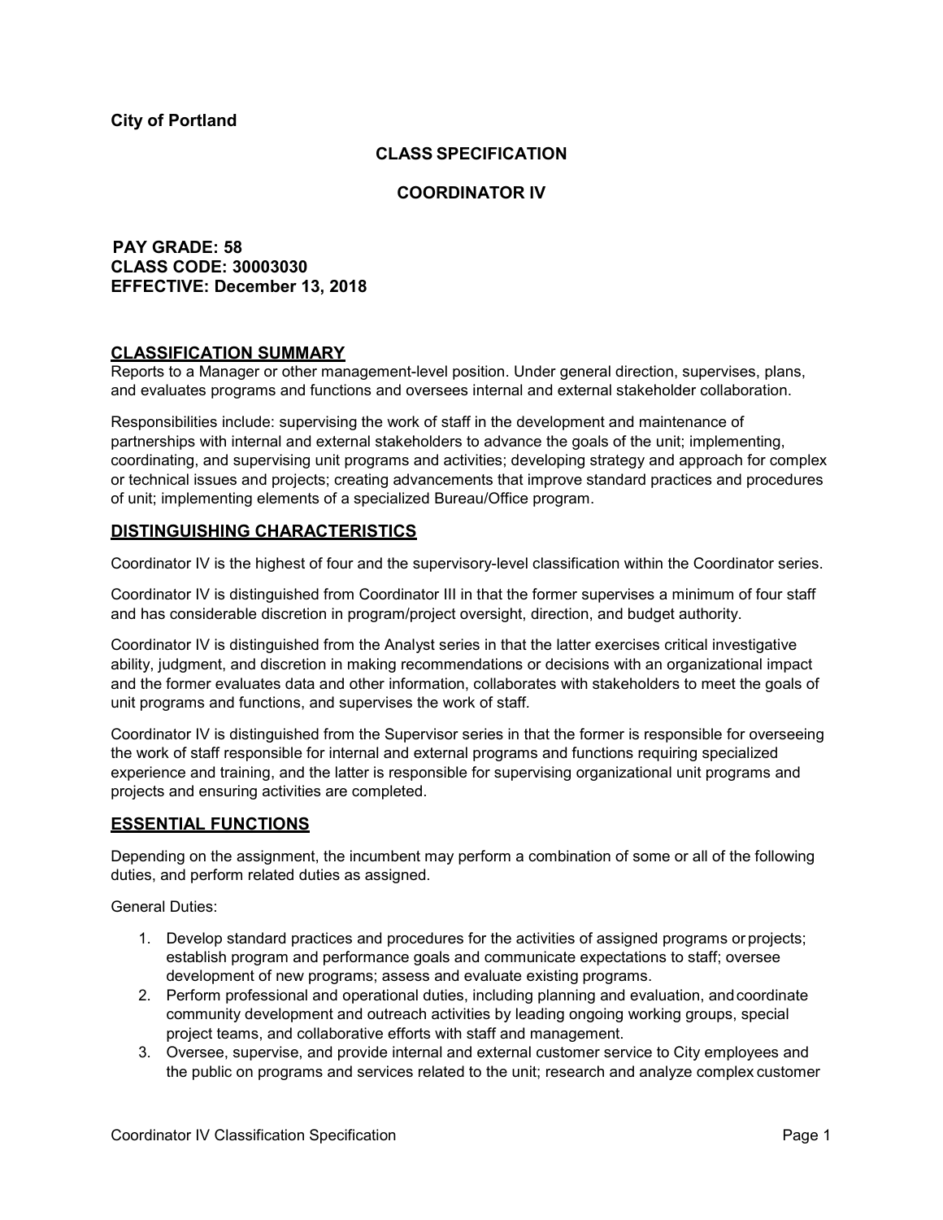**City of Portland**

## CLASS SPECIFICATION

## COORDINATOR IV

**PAY GRADE: 58**
**CLASS CODE: 30003030**
**EFFECTIVE: December 13, 2018**

### CLASSIFICATION SUMMARY

Reports to a Manager or other management-level position. Under general direction, supervises, plans, and evaluates programs and functions and oversees internal and external stakeholder collaboration.

Responsibilities include: supervising the work of staff in the development and maintenance of partnerships with internal and external stakeholders to advance the goals of the unit; implementing, coordinating, and supervising unit programs and activities; developing strategy and approach for complex or technical issues and projects; creating advancements that improve standard practices and procedures of unit; implementing elements of a specialized Bureau/Office program.

### DISTINGUISHING CHARACTERISTICS

Coordinator IV is the highest of four and the supervisory-level classification within the Coordinator series.

Coordinator IV is distinguished from Coordinator III in that the former supervises a minimum of four staff and has considerable discretion in program/project oversight, direction, and budget authority.

Coordinator IV is distinguished from the Analyst series in that the latter exercises critical investigative ability, judgment, and discretion in making recommendations or decisions with an organizational impact and the former evaluates data and other information, collaborates with stakeholders to meet the goals of unit programs and functions, and supervises the work of staff.

Coordinator IV is distinguished from the Supervisor series in that the former is responsible for overseeing the work of staff responsible for internal and external programs and functions requiring specialized experience and training, and the latter is responsible for supervising organizational unit programs and projects and ensuring activities are completed.

### ESSENTIAL FUNCTIONS

Depending on the assignment, the incumbent may perform a combination of some or all of the following duties, and perform related duties as assigned.

General Duties:

1. Develop standard practices and procedures for the activities of assigned programs or projects; establish program and performance goals and communicate expectations to staff; oversee development of new programs; assess and evaluate existing programs.
2. Perform professional and operational duties, including planning and evaluation, and coordinate community development and outreach activities by leading ongoing working groups, special project teams, and collaborative efforts with staff and management.
3. Oversee, supervise, and provide internal and external customer service to City employees and the public on programs and services related to the unit; research and analyze complex customer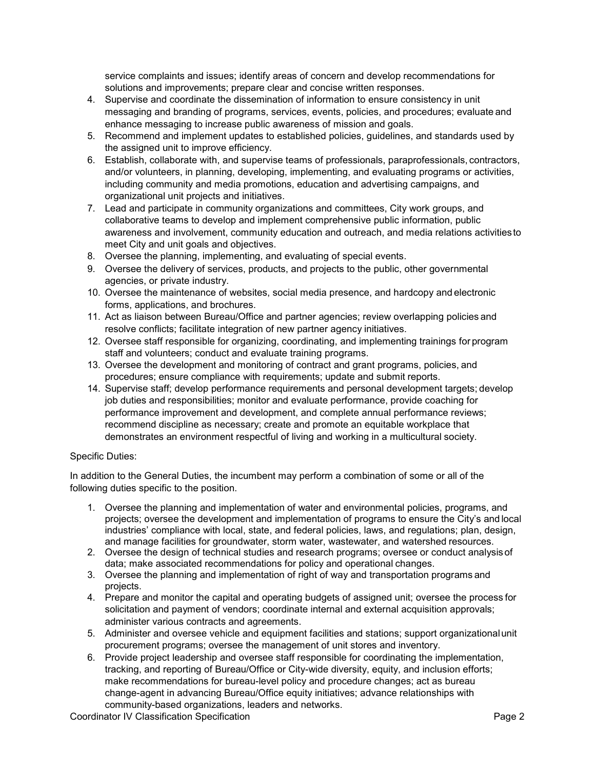service complaints and issues; identify areas of concern and develop recommendations for solutions and improvements; prepare clear and concise written responses.

4. Supervise and coordinate the dissemination of information to ensure consistency in unit messaging and branding of programs, services, events, policies, and procedures; evaluate and enhance messaging to increase public awareness of mission and goals.
5. Recommend and implement updates to established policies, guidelines, and standards used by the assigned unit to improve efficiency.
6. Establish, collaborate with, and supervise teams of professionals, paraprofessionals, contractors, and/or volunteers, in planning, developing, implementing, and evaluating programs or activities, including community and media promotions, education and advertising campaigns, and organizational unit projects and initiatives.
7. Lead and participate in community organizations and committees, City work groups, and collaborative teams to develop and implement comprehensive public information, public awareness and involvement, community education and outreach, and media relations activities to meet City and unit goals and objectives.
8. Oversee the planning, implementing, and evaluating of special events.
9. Oversee the delivery of services, products, and projects to the public, other governmental agencies, or private industry.
10. Oversee the maintenance of websites, social media presence, and hardcopy and electronic forms, applications, and brochures.
11. Act as liaison between Bureau/Office and partner agencies; review overlapping policies and resolve conflicts; facilitate integration of new partner agency initiatives.
12. Oversee staff responsible for organizing, coordinating, and implementing trainings for program staff and volunteers; conduct and evaluate training programs.
13. Oversee the development and monitoring of contract and grant programs, policies, and procedures; ensure compliance with requirements; update and submit reports.
14. Supervise staff; develop performance requirements and personal development targets; develop job duties and responsibilities; monitor and evaluate performance, provide coaching for performance improvement and development, and complete annual performance reviews; recommend discipline as necessary; create and promote an equitable workplace that demonstrates an environment respectful of living and working in a multicultural society.

Specific Duties:

In addition to the General Duties, the incumbent may perform a combination of some or all of the following duties specific to the position.

1. Oversee the planning and implementation of water and environmental policies, programs, and projects; oversee the development and implementation of programs to ensure the City's and local industries' compliance with local, state, and federal policies, laws, and regulations; plan, design, and manage facilities for groundwater, storm water, wastewater, and watershed resources.
2. Oversee the design of technical studies and research programs; oversee or conduct analysis of data; make associated recommendations for policy and operational changes.
3. Oversee the planning and implementation of right of way and transportation programs and projects.
4. Prepare and monitor the capital and operating budgets of assigned unit; oversee the process for solicitation and payment of vendors; coordinate internal and external acquisition approvals; administer various contracts and agreements.
5. Administer and oversee vehicle and equipment facilities and stations; support organizational unit procurement programs; oversee the management of unit stores and inventory.
6. Provide project leadership and oversee staff responsible for coordinating the implementation, tracking, and reporting of Bureau/Office or City-wide diversity, equity, and inclusion efforts; make recommendations for bureau-level policy and procedure changes; act as bureau change-agent in advancing Bureau/Office equity initiatives; advance relationships with community-based organizations, leaders and networks.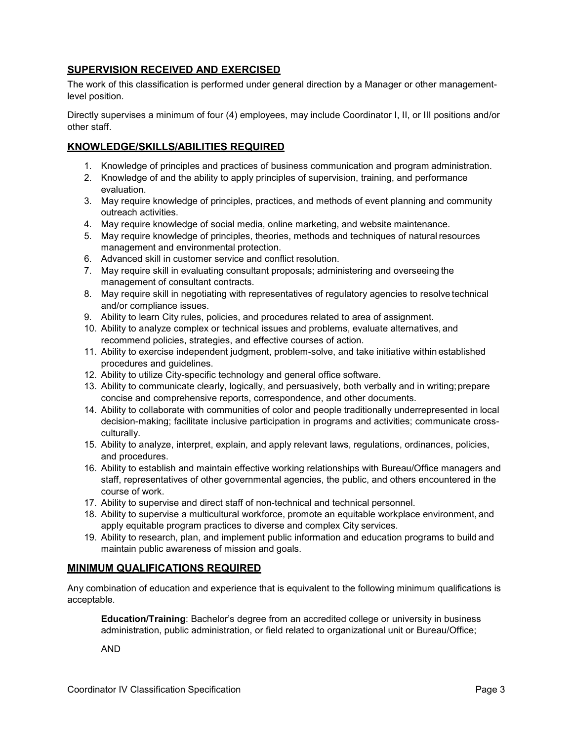## SUPERVISION RECEIVED AND EXERCISED

The work of this classification is performed under general direction by a Manager or other management-level position.

Directly supervises a minimum of four (4) employees, may include Coordinator I, II, or III positions and/or other staff.

## KNOWLEDGE/SKILLS/ABILITIES REQUIRED

1. Knowledge of principles and practices of business communication and program administration.
2. Knowledge of and the ability to apply principles of supervision, training, and performance evaluation.
3. May require knowledge of principles, practices, and methods of event planning and community outreach activities.
4. May require knowledge of social media, online marketing, and website maintenance.
5. May require knowledge of principles, theories, methods and techniques of natural resources management and environmental protection.
6. Advanced skill in customer service and conflict resolution.
7. May require skill in evaluating consultant proposals; administering and overseeing the management of consultant contracts.
8. May require skill in negotiating with representatives of regulatory agencies to resolve technical and/or compliance issues.
9. Ability to learn City rules, policies, and procedures related to area of assignment.
10. Ability to analyze complex or technical issues and problems, evaluate alternatives, and recommend policies, strategies, and effective courses of action.
11. Ability to exercise independent judgment, problem-solve, and take initiative within established procedures and guidelines.
12. Ability to utilize City-specific technology and general office software.
13. Ability to communicate clearly, logically, and persuasively, both verbally and in writing; prepare concise and comprehensive reports, correspondence, and other documents.
14. Ability to collaborate with communities of color and people traditionally underrepresented in local decision-making; facilitate inclusive participation in programs and activities; communicate cross-culturally.
15. Ability to analyze, interpret, explain, and apply relevant laws, regulations, ordinances, policies, and procedures.
16. Ability to establish and maintain effective working relationships with Bureau/Office managers and staff, representatives of other governmental agencies, the public, and others encountered in the course of work.
17. Ability to supervise and direct staff of non-technical and technical personnel.
18. Ability to supervise a multicultural workforce, promote an equitable workplace environment, and apply equitable program practices to diverse and complex City services.
19. Ability to research, plan, and implement public information and education programs to build and maintain public awareness of mission and goals.

## MINIMUM QUALIFICATIONS REQUIRED

Any combination of education and experience that is equivalent to the following minimum qualifications is acceptable.

**Education/Training**: Bachelor's degree from an accredited college or university in business administration, public administration, or field related to organizational unit or Bureau/Office;

AND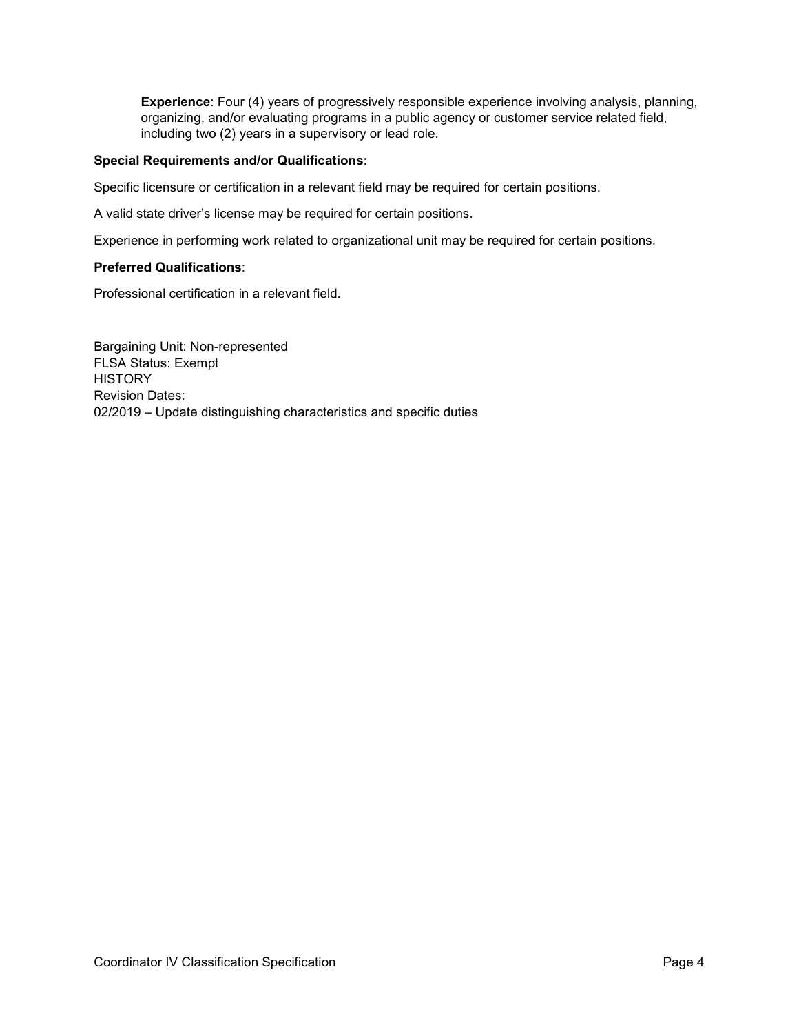**Experience**: Four (4) years of progressively responsible experience involving analysis, planning, organizing, and/or evaluating programs in a public agency or customer service related field, including two (2) years in a supervisory or lead role.

**Special Requirements and/or Qualifications:**

Specific licensure or certification in a relevant field may be required for certain positions.

A valid state driver's license may be required for certain positions.

Experience in performing work related to organizational unit may be required for certain positions.

**Preferred Qualifications**:

Professional certification in a relevant field.

Bargaining Unit: Non-represented
FLSA Status: Exempt
HISTORY
Revision Dates:
02/2019 – Update distinguishing characteristics and specific duties